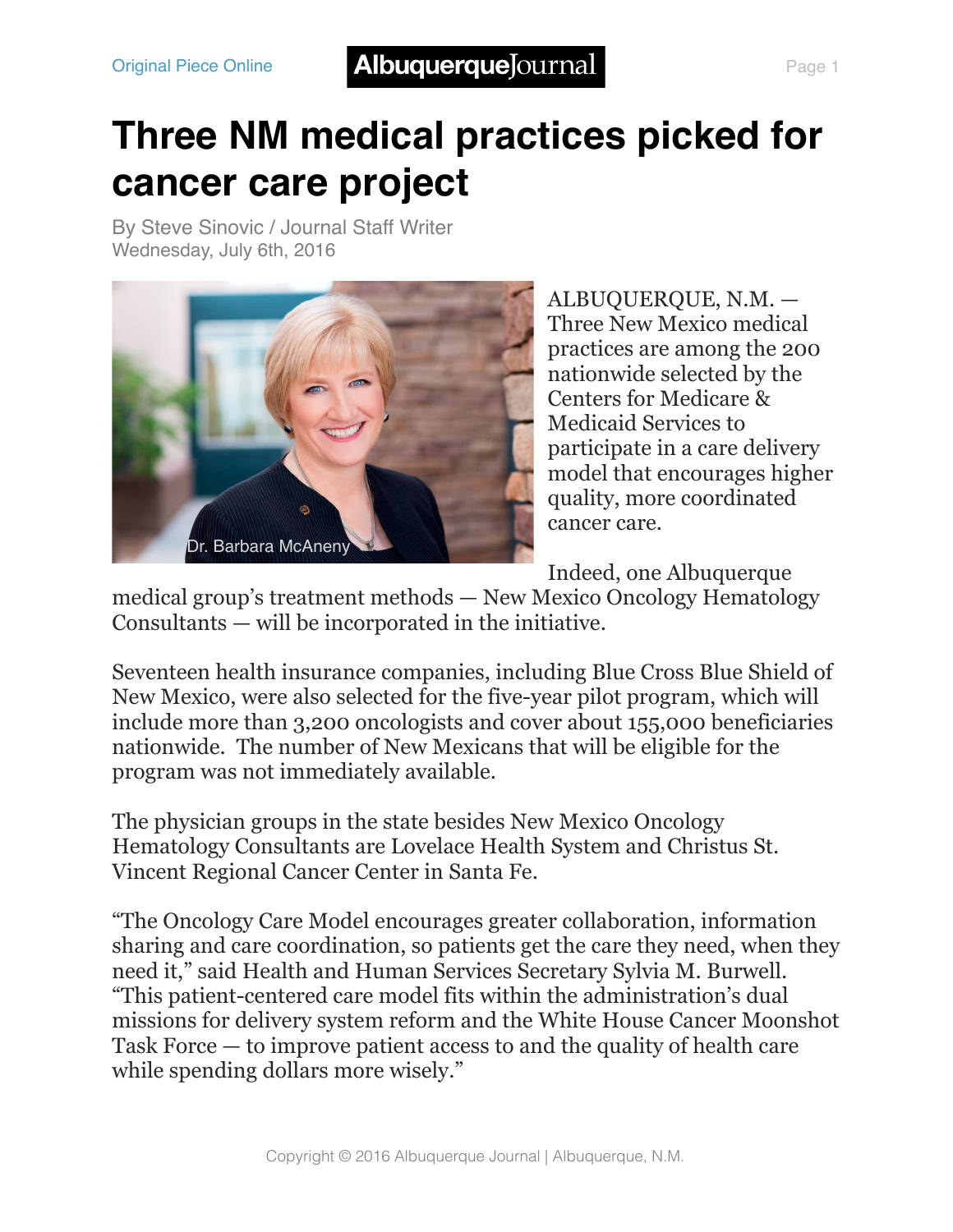# Three NM medical practices picked for cancer care project

By Steve Sinovic / Journal Staff Writer
Wednesday, July 6th, 2016

Dr. Barbara McAneny

ALBUQUERQUE, N.M. — Three New Mexico medical practices are among the 200 nationwide selected by the Centers for Medicare & Medicaid Services to participate in a care delivery model that encourages higher quality, more coordinated cancer care.

Indeed, one Albuquerque medical group's treatment methods — New Mexico Oncology Hematology Consultants — will be incorporated in the initiative.

Seventeen health insurance companies, including Blue Cross Blue Shield of New Mexico, were also selected for the five-year pilot program, which will include more than 3,200 oncologists and cover about 155,000 beneficiaries nationwide. The number of New Mexicans that will be eligible for the program was not immediately available.

The physician groups in the state besides New Mexico Oncology Hematology Consultants are Lovelace Health System and Christus St. Vincent Regional Cancer Center in Santa Fe.

"The Oncology Care Model encourages greater collaboration, information sharing and care coordination, so patients get the care they need, when they need it," said Health and Human Services Secretary Sylvia M. Burwell. "This patient-centered care model fits within the administration's dual missions for delivery system reform and the White House Cancer Moonshot Task Force — to improve patient access to and the quality of health care while spending dollars more wisely."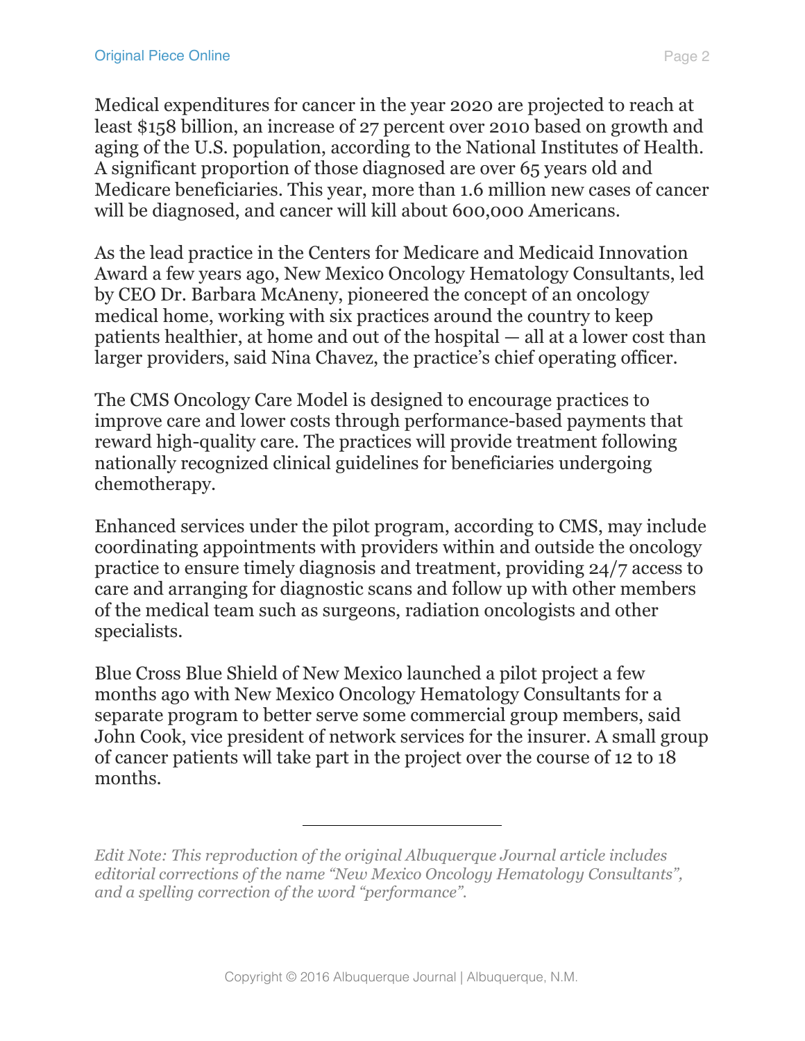Medical expenditures for cancer in the year 2020 are projected to reach at least $158 billion, an increase of 27 percent over 2010 based on growth and aging of the U.S. population, according to the National Institutes of Health. A significant proportion of those diagnosed are over 65 years old and Medicare beneficiaries. This year, more than 1.6 million new cases of cancer will be diagnosed, and cancer will kill about 600,000 Americans.

As the lead practice in the Centers for Medicare and Medicaid Innovation Award a few years ago, New Mexico Oncology Hematology Consultants, led by CEO Dr. Barbara McAneny, pioneered the concept of an oncology medical home, working with six practices around the country to keep patients healthier, at home and out of the hospital — all at a lower cost than larger providers, said Nina Chavez, the practice's chief operating officer.

The CMS Oncology Care Model is designed to encourage practices to improve care and lower costs through performance-based payments that reward high-quality care. The practices will provide treatment following nationally recognized clinical guidelines for beneficiaries undergoing chemotherapy.

Enhanced services under the pilot program, according to CMS, may include coordinating appointments with providers within and outside the oncology practice to ensure timely diagnosis and treatment, providing 24/7 access to care and arranging for diagnostic scans and follow up with other members of the medical team such as surgeons, radiation oncologists and other specialists.

Blue Cross Blue Shield of New Mexico launched a pilot project a few months ago with New Mexico Oncology Hematology Consultants for a separate program to better serve some commercial group members, said John Cook, vice president of network services for the insurer. A small group of cancer patients will take part in the project over the course of 12 to 18 months.

---

*Edit Note: This reproduction of the original Albuquerque Journal article includes editorial corrections of the name "New Mexico Oncology Hematology Consultants", and a spelling correction of the word "performance".*

Copyright © 2016 Albuquerque Journal | Albuquerque, N.M.